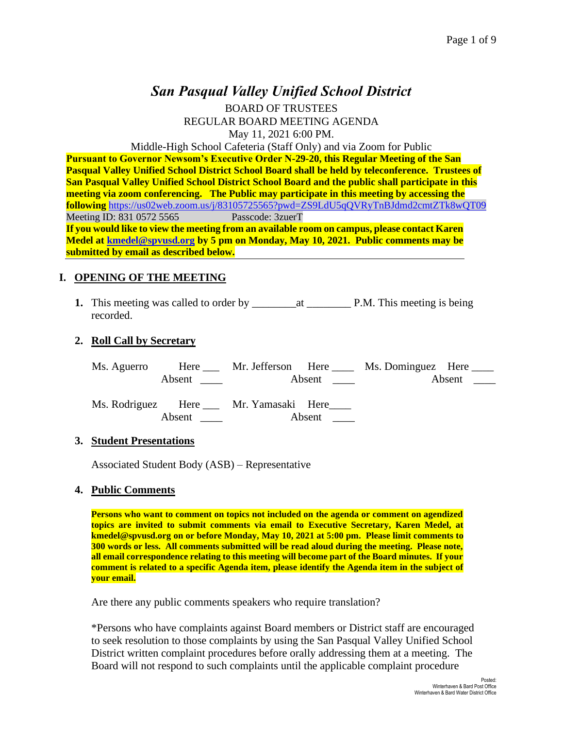# *San Pasqual Valley Unified School District*

BOARD OF TRUSTEES
REGULAR BOARD MEETING AGENDA
May 11, 2021 6:00 PM.
Middle-High School Cafeteria (Staff Only) and via Zoom for Public

**Pursuant to Governor Newsom's Executive Order N-29-20, this Regular Meeting of the San Pasqual Valley Unified School District School Board shall be held by teleconference. Trustees of San Pasqual Valley Unified School District School Board and the public shall participate in this meeting via zoom conferencing. The Public may participate in this meeting by accessing the following** https://us02web.zoom.us/j/83105725565?pwd=ZS9LdU5qQVRyTnBJdmd2cmtZTk8wQT09

Meeting ID: 831 0572 5565 Passcode: 3zuerT

**If you would like to view the meeting from an available room on campus, please contact Karen Medel at kmedel@spvusd.org by 5 pm on Monday, May 10, 2021. Public comments may be submitted by email as described below.**

## I. OPENING OF THE MEETING

**1.** This meeting was called to order by ________at ________ P.M. This meeting is being recorded.

**2. Roll Call by Secretary**

| | | | |
|---|---|---|---|
| Ms. Aguerro | Here ___ Absent ____ | Mr. Jefferson | Here ____ Absent ____ |
| Ms. Dominguez | Here ____ Absent ____ | | |
| Ms. Rodriguez | Here ___ Absent ____ | Mr. Yamasaki | Here____ Absent ____ |

**3. Student Presentations**

Associated Student Body (ASB) – Representative

**4. Public Comments**

**Persons who want to comment on topics not included on the agenda or comment on agendized topics are invited to submit comments via email to Executive Secretary, Karen Medel, at kmedel@spvusd.org on or before Monday, May 10, 2021 at 5:00 pm. Please limit comments to 300 words or less. All comments submitted will be read aloud during the meeting. Please note, all email correspondence relating to this meeting will become part of the Board minutes. If your comment is related to a specific Agenda item, please identify the Agenda item in the subject of your email.**

Are there any public comments speakers who require translation?

*Persons who have complaints against Board members or District staff are encouraged to seek resolution to those complaints by using the San Pasqual Valley Unified School District written complaint procedures before orally addressing them at a meeting. The Board will not respond to such complaints until the applicable complaint procedure

Posted:
Winterhaven & Bard Post Office
Winterhaven & Bard Water District Office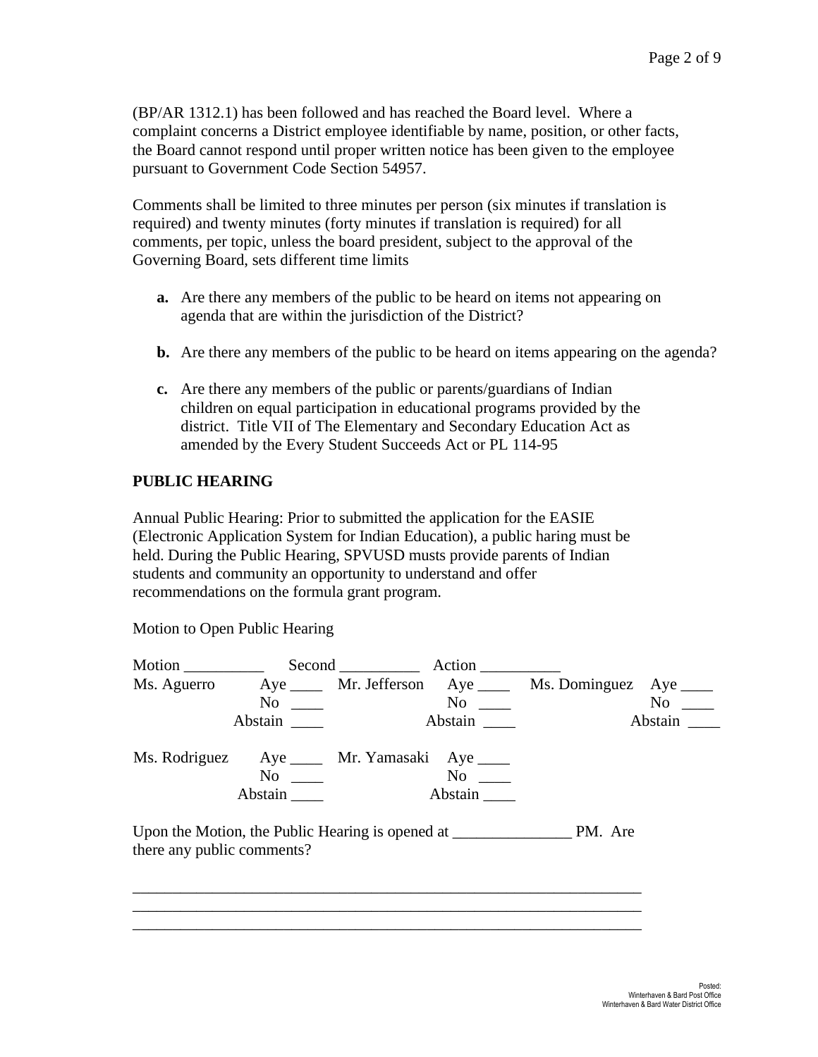(BP/AR 1312.1) has been followed and has reached the Board level. Where a complaint concerns a District employee identifiable by name, position, or other facts, the Board cannot respond until proper written notice has been given to the employee pursuant to Government Code Section 54957.

Comments shall be limited to three minutes per person (six minutes if translation is required) and twenty minutes (forty minutes if translation is required) for all comments, per topic, unless the board president, subject to the approval of the Governing Board, sets different time limits

**a.** Are there any members of the public to be heard on items not appearing on agenda that are within the jurisdiction of the District?

**b.** Are there any members of the public to be heard on items appearing on the agenda?

**c.** Are there any members of the public or parents/guardians of Indian children on equal participation in educational programs provided by the district. Title VII of The Elementary and Secondary Education Act as amended by the Every Student Succeeds Act or PL 114-95

**PUBLIC HEARING**

Annual Public Hearing: Prior to submitted the application for the EASIE (Electronic Application System for Indian Education), a public haring must be held. During the Public Hearing, SPVUSD musts provide parents of Indian students and community an opportunity to understand and offer recommendations on the formula grant program.

Motion to Open Public Hearing

Motion __________ Second __________ Action __________

| | | | | | |
|---|---|---|---|---|---|
| Ms. Aguerro | Aye ____ | Mr. Jefferson | Aye ____ | Ms. Dominguez | Aye ____ |
| | No ____ | | No ____ | | No ____ |
| | Abstain ____ | | Abstain ____ | | Abstain ____ |
| Ms. Rodriguez | Aye ____ | Mr. Yamasaki | Aye ____ | | |
| | No ____ | | No ____ | | |
| | Abstain ____ | | Abstain ____ | | |

Upon the Motion, the Public Hearing is opened at _______________ PM. Are there any public comments?

_________________________________________________________________
_________________________________________________________________
_________________________________________________________________

Posted:
Winterhaven & Bard Post Office
Winterhaven & Bard Water District Office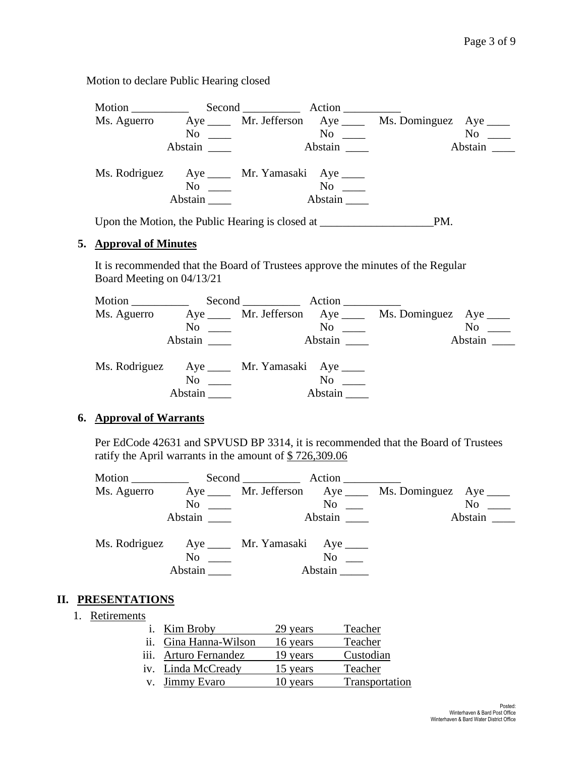Motion to declare Public Hearing closed

Motion __________ Second __________ Action __________

| Ms. Aguerro | Aye ____ | Mr. Jefferson | Aye ____ | Ms. Dominguez | Aye ____ |
|---|---|---|---|---|---|
| | No ____ | | No ____ | | No ____ |
| | Abstain ____ | | Abstain ____ | | Abstain ____ |
| Ms. Rodriguez | Aye ____ | Mr. Yamasaki | Aye ____ | | |
| | No ____ | | No ____ | | |
| | Abstain ____ | | Abstain ____ | | |

Upon the Motion, the Public Hearing is closed at ____________________PM.

### 5. Approval of Minutes

It is recommended that the Board of Trustees approve the minutes of the Regular Board Meeting on 04/13/21

Motion __________ Second __________ Action __________

| Ms. Aguerro | Aye ____ | Mr. Jefferson | Aye ____ | Ms. Dominguez | Aye ____ |
|---|---|---|---|---|---|
| | No ____ | | No ____ | | No ____ |
| | Abstain ____ | | Abstain ____ | | Abstain ____ |
| Ms. Rodriguez | Aye ____ | Mr. Yamasaki | Aye ____ | | |
| | No ____ | | No ____ | | |
| | Abstain ____ | | Abstain ____ | | |

### 6. Approval of Warrants

Per EdCode 42631 and SPVUSD BP 3314, it is recommended that the Board of Trustees ratify the April warrants in the amount of $ 726,309.06

Motion __________ Second __________ Action __________

| Ms. Aguerro | Aye ____ | Mr. Jefferson | Aye ____ | Ms. Dominguez | Aye ____ |
|---|---|---|---|---|---|
| | No ____ | | No ___ | | No ____ |
| | Abstain ____ | | Abstain ____ | | Abstain ____ |
| Ms. Rodriguez | Aye ____ | Mr. Yamasaki | Aye ____ | | |
| | No ____ | | No ___ | | |
| | Abstain ____ | | Abstain _____ | | |

## II. PRESENTATIONS

1. Retirements

| | Name | Years | Position |
|---|---|---|---|
| i. | Kim Broby | 29 years | Teacher |
| ii. | Gina Hanna-Wilson | 16 years | Teacher |
| iii. | Arturo Fernandez | 19 years | Custodian |
| iv. | Linda McCready | 15 years | Teacher |
| v. | Jimmy Evaro | 10 years | Transportation |

Posted:
Winterhaven & Bard Post Office
Winterhaven & Bard Water District Office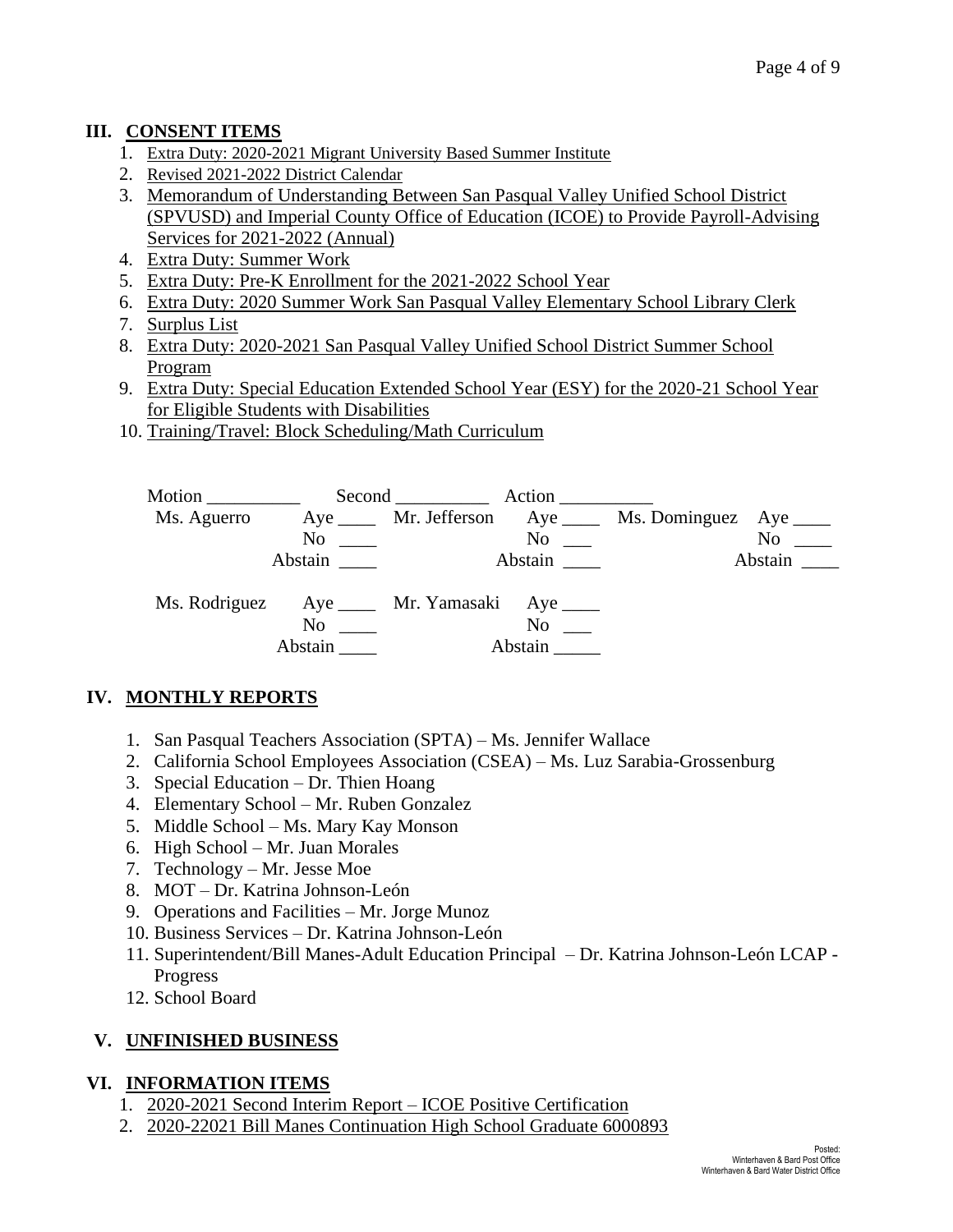## III. CONSENT ITEMS

1. Extra Duty: 2020-2021 Migrant University Based Summer Institute
2. Revised 2021-2022 District Calendar
3. Memorandum of Understanding Between San Pasqual Valley Unified School District (SPVUSD) and Imperial County Office of Education (ICOE) to Provide Payroll-Advising Services for 2021-2022 (Annual)
4. Extra Duty: Summer Work
5. Extra Duty: Pre-K Enrollment for the 2021-2022 School Year
6. Extra Duty: 2020 Summer Work San Pasqual Valley Elementary School Library Clerk
7. Surplus List
8. Extra Duty: 2020-2021 San Pasqual Valley Unified School District Summer School Program
9. Extra Duty: Special Education Extended School Year (ESY) for the 2020-21 School Year for Eligible Students with Disabilities
10. Training/Travel: Block Scheduling/Math Curriculum

Motion __________ Second __________ Action __________

| | | | | | |
|---|---|---|---|---|---|
| Ms. Aguerro | Aye ____ | Mr. Jefferson | Aye ____ | Ms. Dominguez | Aye ____ |
| | No ____ | | No ___ | | No ____ |
| | Abstain ____ | | Abstain ____ | | Abstain ____ |
| Ms. Rodriguez | Aye ____ | Mr. Yamasaki | Aye ____ | | |
| | No ____ | | No ___ | | |
| | Abstain ____ | | Abstain _____ | | |

## IV. MONTHLY REPORTS

1. San Pasqual Teachers Association (SPTA) – Ms. Jennifer Wallace
2. California School Employees Association (CSEA) – Ms. Luz Sarabia-Grossenburg
3. Special Education – Dr. Thien Hoang
4. Elementary School – Mr. Ruben Gonzalez
5. Middle School – Ms. Mary Kay Monson
6. High School – Mr. Juan Morales
7. Technology – Mr. Jesse Moe
8. MOT – Dr. Katrina Johnson-León
9. Operations and Facilities – Mr. Jorge Munoz
10. Business Services – Dr. Katrina Johnson-León
11. Superintendent/Bill Manes-Adult Education Principal – Dr. Katrina Johnson-León LCAP - Progress
12. School Board

## V. UNFINISHED BUSINESS

## VI. INFORMATION ITEMS

1. 2020-2021 Second Interim Report – ICOE Positive Certification
2. 2020-22021 Bill Manes Continuation High School Graduate 6000893

Posted:
Winterhaven & Bard Post Office
Winterhaven & Bard Water District Office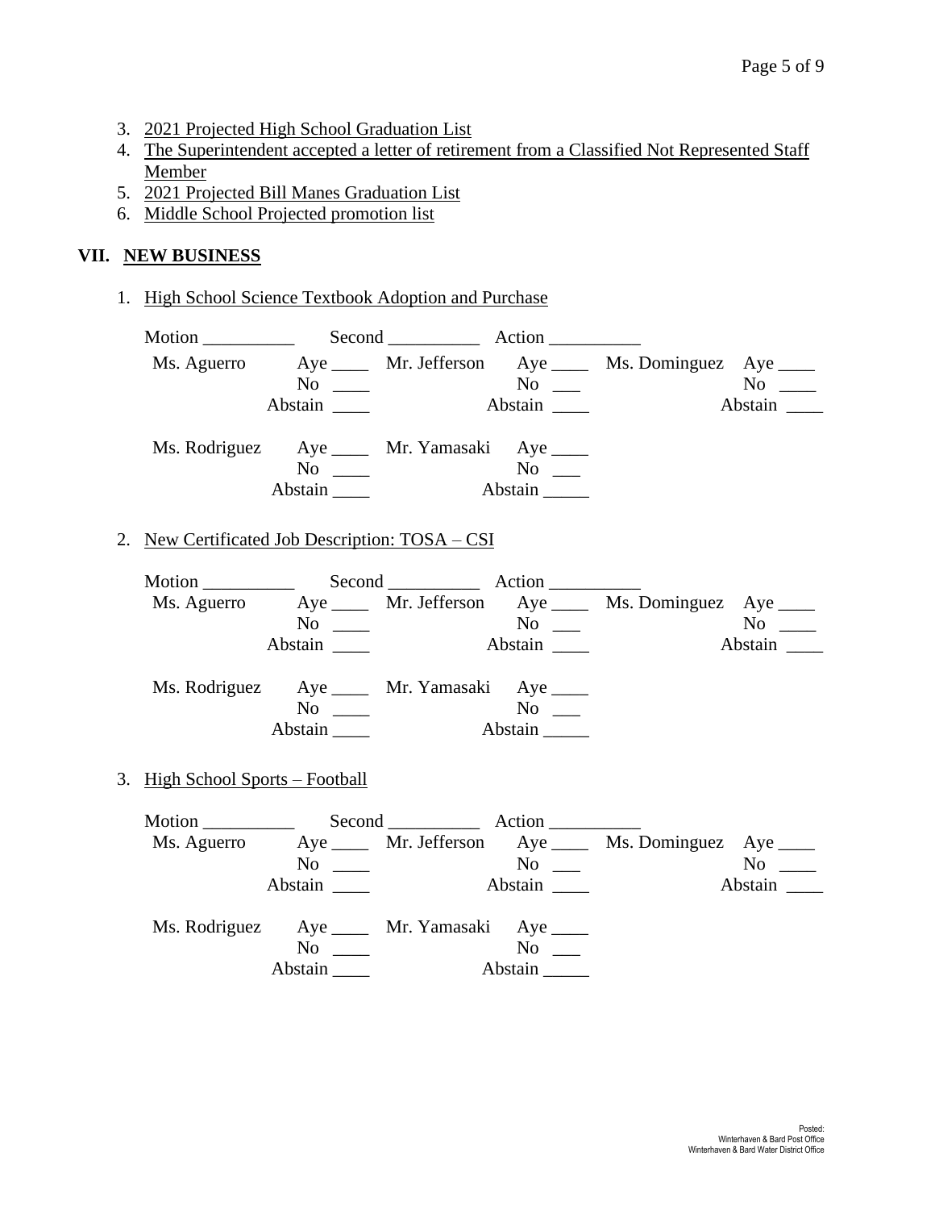3. 2021 Projected High School Graduation List
4. The Superintendent accepted a letter of retirement from a Classified Not Represented Staff Member
5. 2021 Projected Bill Manes Graduation List
6. Middle School Projected promotion list

## VII. NEW BUSINESS

1. High School Science Textbook Adoption and Purchase

Motion __________ Second __________ Action __________

| | | | | | |
|---|---|---|---|---|---|
| Ms. Aguerro | Aye ____ | Mr. Jefferson | Aye ____ | Ms. Dominguez | Aye ____ |
| | No ____ | | No ___ | | No ____ |
| | Abstain ____ | | Abstain ____ | | Abstain ____ |
| Ms. Rodriguez | Aye ____ | Mr. Yamasaki | Aye ____ | | |
| | No ____ | | No ___ | | |
| | Abstain ____ | | Abstain _____ | | |

2. New Certificated Job Description: TOSA – CSI

Motion __________ Second __________ Action __________

| | | | | | |
|---|---|---|---|---|---|
| Ms. Aguerro | Aye ____ | Mr. Jefferson | Aye ____ | Ms. Dominguez | Aye ____ |
| | No ____ | | No ___ | | No ____ |
| | Abstain ____ | | Abstain ____ | | Abstain ____ |
| Ms. Rodriguez | Aye ____ | Mr. Yamasaki | Aye ____ | | |
| | No ____ | | No ___ | | |
| | Abstain ____ | | Abstain _____ | | |

3. High School Sports – Football

Motion __________ Second __________ Action __________

| | | | | | |
|---|---|---|---|---|---|
| Ms. Aguerro | Aye ____ | Mr. Jefferson | Aye ____ | Ms. Dominguez | Aye ____ |
| | No ____ | | No ___ | | No ____ |
| | Abstain ____ | | Abstain ____ | | Abstain ____ |
| Ms. Rodriguez | Aye ____ | Mr. Yamasaki | Aye ____ | | |
| | No ____ | | No ___ | | |
| | Abstain ____ | | Abstain _____ | | |

Posted:
Winterhaven & Bard Post Office
Winterhaven & Bard Water District Office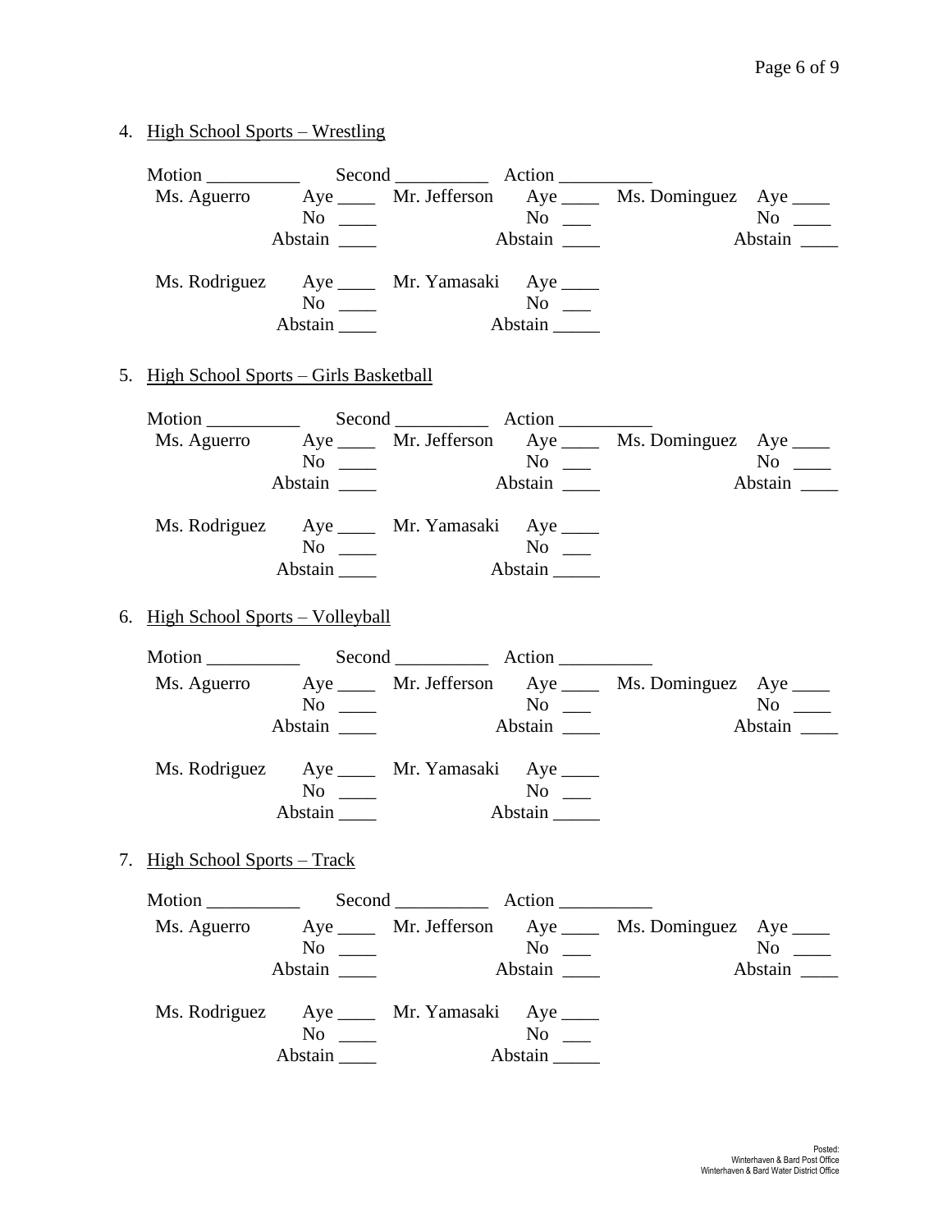4. High School Sports – Wrestling

Motion __________ Second __________ Action __________

| | | | | | |
|---|---|---|---|---|---|
| Ms. Aguerro | Aye ____ | Mr. Jefferson | Aye ____ | Ms. Dominguez | Aye ____ |
| | No ____ | | No ___ | | No ____ |
| | Abstain ____ | | Abstain ____ | | Abstain ____ |
| Ms. Rodriguez | Aye ____ | Mr. Yamasaki | Aye ____ | | |
| | No ____ | | No ___ | | |
| | Abstain ____ | | Abstain _____ | | |

5. High School Sports – Girls Basketball

Motion __________ Second __________ Action __________

| | | | | | |
|---|---|---|---|---|---|
| Ms. Aguerro | Aye ____ | Mr. Jefferson | Aye ____ | Ms. Dominguez | Aye ____ |
| | No ____ | | No ___ | | No ____ |
| | Abstain ____ | | Abstain ____ | | Abstain ____ |
| Ms. Rodriguez | Aye ____ | Mr. Yamasaki | Aye ____ | | |
| | No ____ | | No ___ | | |
| | Abstain ____ | | Abstain _____ | | |

6. High School Sports – Volleyball

Motion __________ Second __________ Action __________

| | | | | | |
|---|---|---|---|---|---|
| Ms. Aguerro | Aye ____ | Mr. Jefferson | Aye ____ | Ms. Dominguez | Aye ____ |
| | No ____ | | No ___ | | No ____ |
| | Abstain ____ | | Abstain ____ | | Abstain ____ |
| Ms. Rodriguez | Aye ____ | Mr. Yamasaki | Aye ____ | | |
| | No ____ | | No ___ | | |
| | Abstain ____ | | Abstain _____ | | |

7. High School Sports – Track

Motion __________ Second __________ Action __________

| | | | | | |
|---|---|---|---|---|---|
| Ms. Aguerro | Aye ____ | Mr. Jefferson | Aye ____ | Ms. Dominguez | Aye ____ |
| | No ____ | | No ___ | | No ____ |
| | Abstain ____ | | Abstain ____ | | Abstain ____ |
| Ms. Rodriguez | Aye ____ | Mr. Yamasaki | Aye ____ | | |
| | No ____ | | No ___ | | |
| | Abstain ____ | | Abstain _____ | | |

Posted:
Winterhaven & Bard Post Office
Winterhaven & Bard Water District Office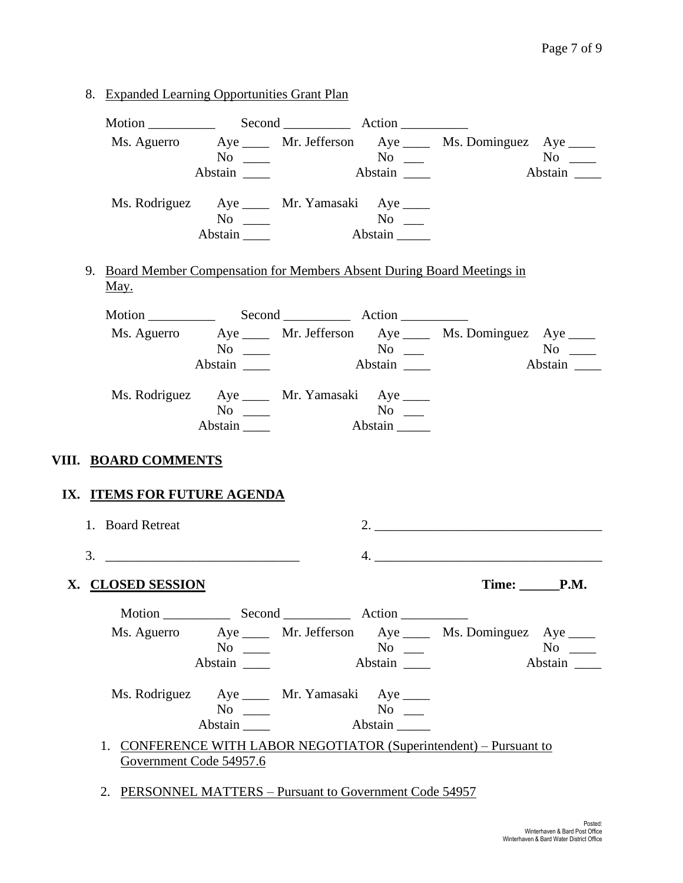8. Expanded Learning Opportunities Grant Plan

Motion __________ Second __________ Action __________

| | | | | | |
|---|---|---|---|---|---|
| Ms. Aguerro | Aye ____ | Mr. Jefferson | Aye ____ | Ms. Dominguez | Aye ____ |
| | No ____ | | No ___ | | No ____ |
| | Abstain ____ | | Abstain ____ | | Abstain ____ |
| Ms. Rodriguez | Aye ____ | Mr. Yamasaki | Aye ____ | | |
| | No ____ | | No ___ | | |
| | Abstain ____ | | Abstain _____ | | |

9. Board Member Compensation for Members Absent During Board Meetings in May.

Motion __________ Second __________ Action __________

| | | | | | |
|---|---|---|---|---|---|
| Ms. Aguerro | Aye ____ | Mr. Jefferson | Aye ____ | Ms. Dominguez | Aye ____ |
| | No ____ | | No ___ | | No ____ |
| | Abstain ____ | | Abstain ____ | | Abstain ____ |
| Ms. Rodriguez | Aye ____ | Mr. Yamasaki | Aye ____ | | |
| | No ____ | | No ___ | | |
| | Abstain ____ | | Abstain _____ | | |

## VIII. BOARD COMMENTS

## IX. ITEMS FOR FUTURE AGENDA

1. Board Retreat
2. ____________________________________
3. ____________________________
4. ____________________________________

## X. CLOSED SESSION

**Time: ______P.M.**

Motion __________ Second __________ Action __________

| | | | | | |
|---|---|---|---|---|---|
| Ms. Aguerro | Aye ____ | Mr. Jefferson | Aye ____ | Ms. Dominguez | Aye ____ |
| | No ____ | | No ___ | | No ____ |
| | Abstain ____ | | Abstain ____ | | Abstain ____ |
| Ms. Rodriguez | Aye ____ | Mr. Yamasaki | Aye ____ | | |
| | No ____ | | No ___ | | |
| | Abstain ____ | | Abstain _____ | | |

1. CONFERENCE WITH LABOR NEGOTIATOR (Superintendent) – Pursuant to Government Code 54957.6

2. PERSONNEL MATTERS – Pursuant to Government Code 54957

Posted:
Winterhaven & Bard Post Office
Winterhaven & Bard Water District Office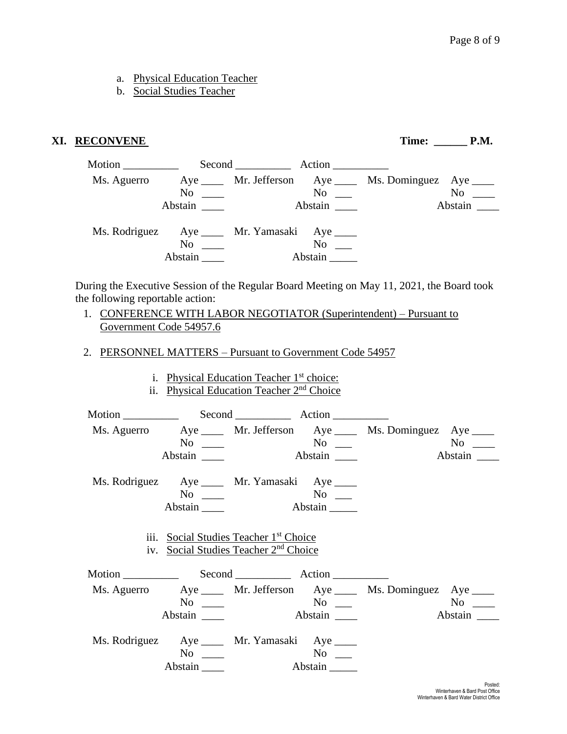a. Physical Education Teacher
b. Social Studies Teacher

## XI. RECONVENE

**Time: ______ P.M.**

Motion __________ Second __________ Action __________

| | | | | | |
|---|---|---|---|---|---|
| Ms. Aguerro | Aye ____ | Mr. Jefferson | Aye ____ | Ms. Dominguez | Aye ____ |
| | No ____ | | No ___ | | No ____ |
| | Abstain ____ | | Abstain ____ | | Abstain ____ |
| Ms. Rodriguez | Aye ____ | Mr. Yamasaki | Aye ____ | | |
| | No ____ | | No ___ | | |
| | Abstain ____ | | Abstain _____ | | |

During the Executive Session of the Regular Board Meeting on May 11, 2021, the Board took the following reportable action:

1. CONFERENCE WITH LABOR NEGOTIATOR (Superintendent) – Pursuant to Government Code 54957.6

2. PERSONNEL MATTERS – Pursuant to Government Code 54957

   i. Physical Education Teacher 1st choice:
   ii. Physical Education Teacher 2nd Choice

Motion __________ Second __________ Action __________

| | | | | | |
|---|---|---|---|---|---|
| Ms. Aguerro | Aye ____ | Mr. Jefferson | Aye ____ | Ms. Dominguez | Aye ____ |
| | No ____ | | No ___ | | No ____ |
| | Abstain ____ | | Abstain ____ | | Abstain ____ |
| Ms. Rodriguez | Aye ____ | Mr. Yamasaki | Aye ____ | | |
| | No ____ | | No ___ | | |
| | Abstain ____ | | Abstain _____ | | |

   iii. Social Studies Teacher 1st Choice
   iv. Social Studies Teacher 2nd Choice

Motion __________ Second __________ Action __________

| | | | | | |
|---|---|---|---|---|---|
| Ms. Aguerro | Aye ____ | Mr. Jefferson | Aye ____ | Ms. Dominguez | Aye ____ |
| | No ____ | | No ___ | | No ____ |
| | Abstain ____ | | Abstain ____ | | Abstain ____ |
| Ms. Rodriguez | Aye ____ | Mr. Yamasaki | Aye ____ | | |
| | No ____ | | No ___ | | |
| | Abstain ____ | | Abstain _____ | | |

Posted:
Winterhaven & Bard Post Office
Winterhaven & Bard Water District Office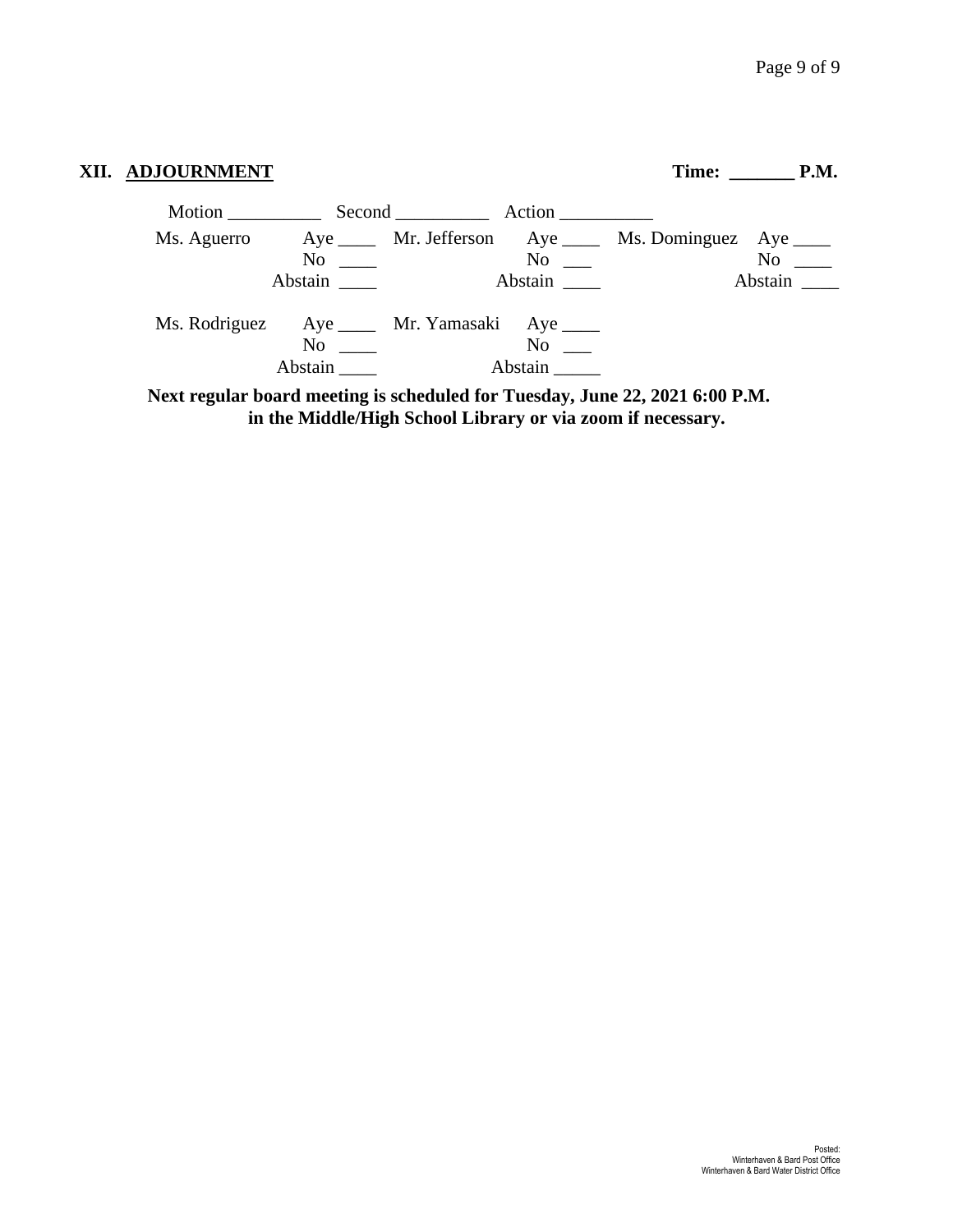## XII. ADJOURNMENT

**Time: _______ P.M.**

Motion __________ Second __________ Action __________

| | | | | | |
|---|---|---|---|---|---|
| Ms. Aguerro | Aye ____ | Mr. Jefferson | Aye ____ | Ms. Dominguez | Aye ____ |
| | No ____ | | No ___ | | No ____ |
| | Abstain ____ | | Abstain ____ | | Abstain ____ |
| Ms. Rodriguez | Aye ____ | Mr. Yamasaki | Aye ____ | | |
| | No ____ | | No ___ | | |
| | Abstain ____ | | Abstain _____ | | |

**Next regular board meeting is scheduled for Tuesday, June 22, 2021 6:00 P.M. in the Middle/High School Library or via zoom if necessary.**

Posted:
Winterhaven & Bard Post Office
Winterhaven & Bard Water District Office